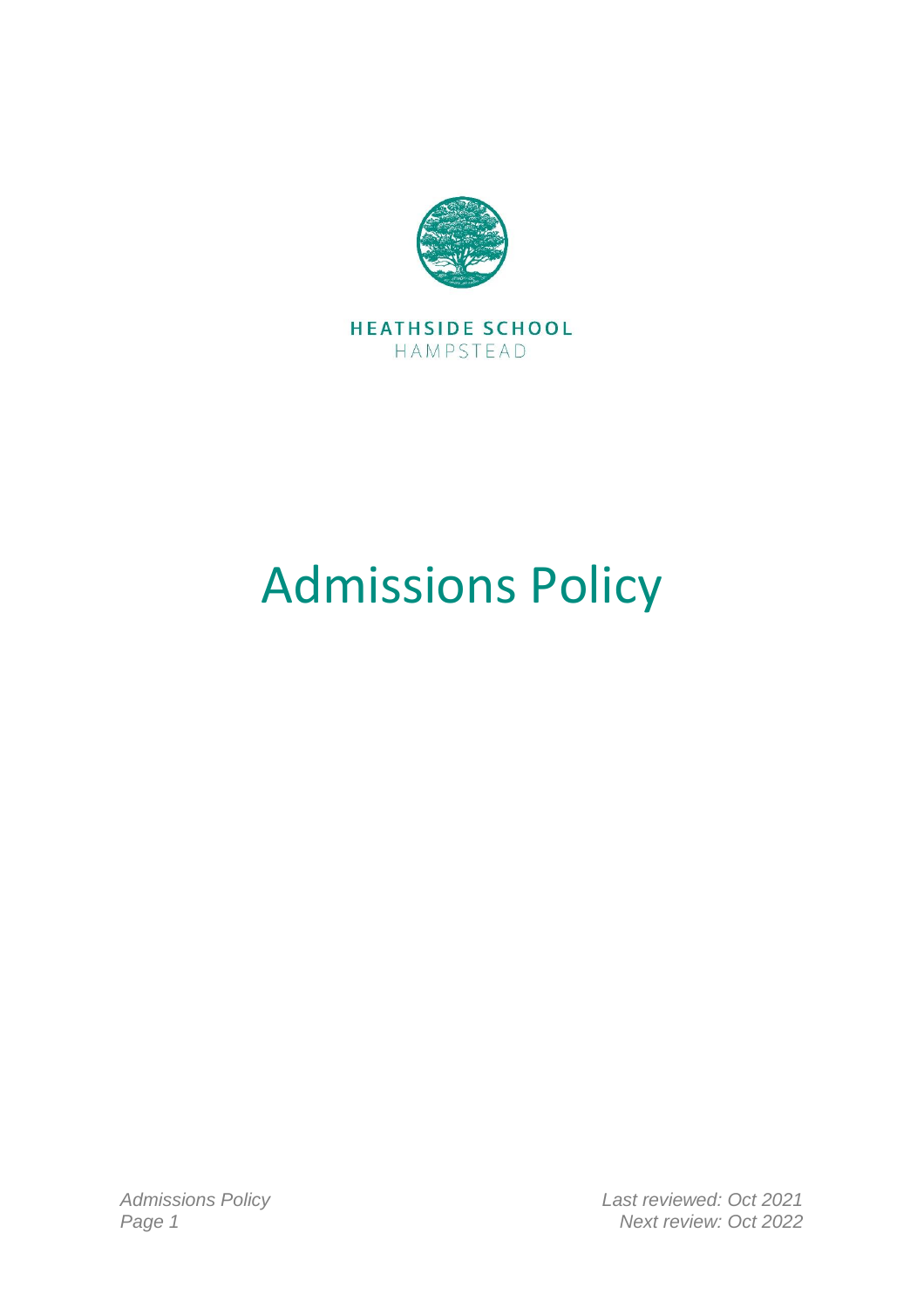HEATHSIDE SCHOOL
HAMPSTEAD

# Admissions Policy

*Last reviewed: Oct 2021*
*Next review: Oct 2022*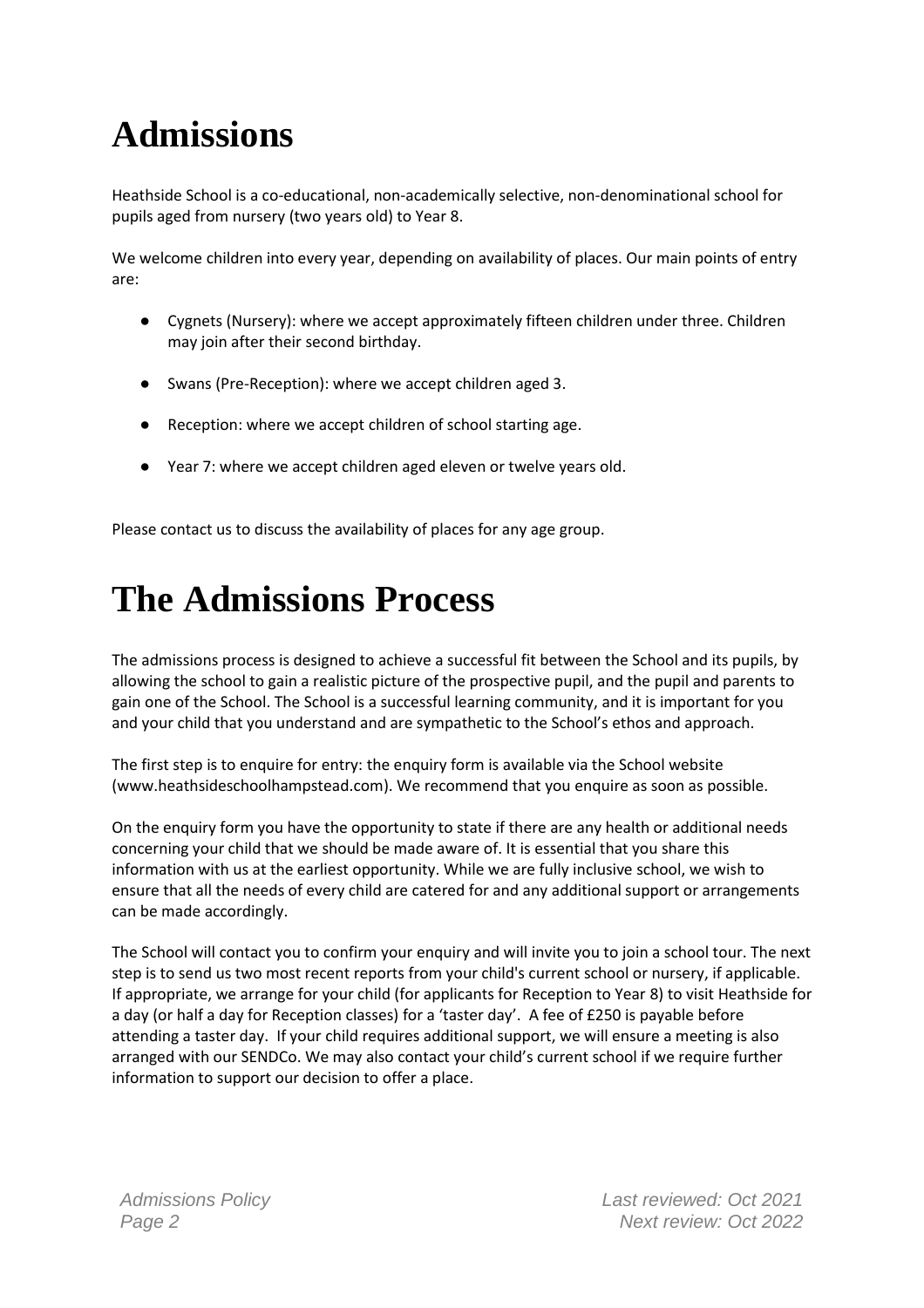# Admissions

Heathside School is a co-educational, non-academically selective, non-denominational school for pupils aged from nursery (two years old) to Year 8.

We welcome children into every year, depending on availability of places. Our main points of entry are:

- Cygnets (Nursery): where we accept approximately fifteen children under three. Children may join after their second birthday.
- Swans (Pre-Reception): where we accept children aged 3.
- Reception: where we accept children of school starting age.
- Year 7: where we accept children aged eleven or twelve years old.

Please contact us to discuss the availability of places for any age group.

# The Admissions Process

The admissions process is designed to achieve a successful fit between the School and its pupils, by allowing the school to gain a realistic picture of the prospective pupil, and the pupil and parents to gain one of the School. The School is a successful learning community, and it is important for you and your child that you understand and are sympathetic to the School's ethos and approach.

The first step is to enquire for entry: the enquiry form is available via the School website (www.heathsideschoolhampstead.com). We recommend that you enquire as soon as possible.

On the enquiry form you have the opportunity to state if there are any health or additional needs concerning your child that we should be made aware of. It is essential that you share this information with us at the earliest opportunity. While we are fully inclusive school, we wish to ensure that all the needs of every child are catered for and any additional support or arrangements can be made accordingly.

The School will contact you to confirm your enquiry and will invite you to join a school tour. The next step is to send us two most recent reports from your child's current school or nursery, if applicable. If appropriate, we arrange for your child (for applicants for Reception to Year 8) to visit Heathside for a day (or half a day for Reception classes) for a 'taster day'. A fee of £250 is payable before attending a taster day. If your child requires additional support, we will ensure a meeting is also arranged with our SENDCo. We may also contact your child's current school if we require further information to support our decision to offer a place.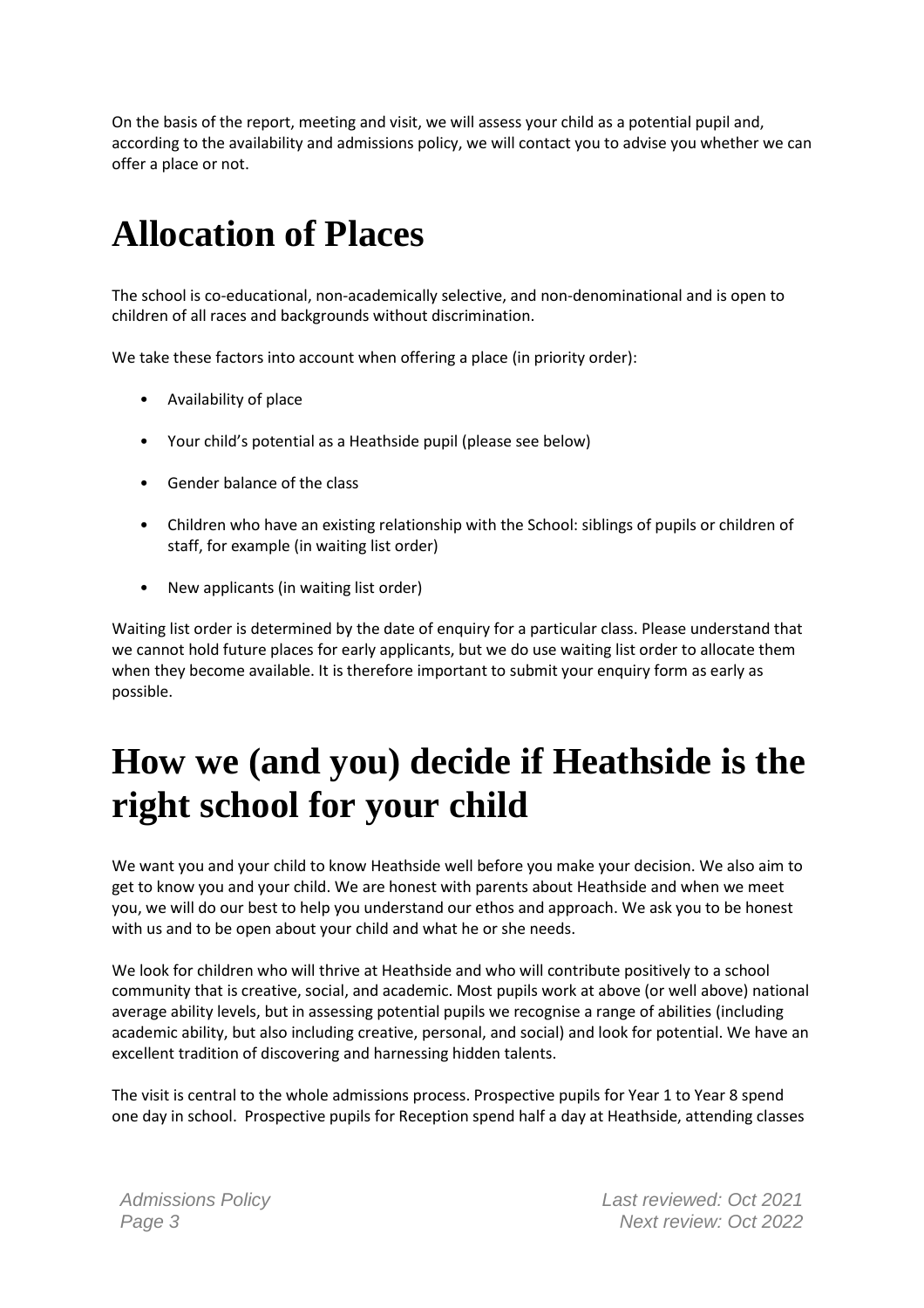On the basis of the report, meeting and visit, we will assess your child as a potential pupil and, according to the availability and admissions policy, we will contact you to advise you whether we can offer a place or not.

# Allocation of Places

The school is co-educational, non-academically selective, and non-denominational and is open to children of all races and backgrounds without discrimination.

We take these factors into account when offering a place (in priority order):

- Availability of place
- Your child's potential as a Heathside pupil (please see below)
- Gender balance of the class
- Children who have an existing relationship with the School: siblings of pupils or children of staff, for example (in waiting list order)
- New applicants (in waiting list order)

Waiting list order is determined by the date of enquiry for a particular class. Please understand that we cannot hold future places for early applicants, but we do use waiting list order to allocate them when they become available. It is therefore important to submit your enquiry form as early as possible.

# How we (and you) decide if Heathside is the right school for your child

We want you and your child to know Heathside well before you make your decision. We also aim to get to know you and your child. We are honest with parents about Heathside and when we meet you, we will do our best to help you understand our ethos and approach. We ask you to be honest with us and to be open about your child and what he or she needs.

We look for children who will thrive at Heathside and who will contribute positively to a school community that is creative, social, and academic. Most pupils work at above (or well above) national average ability levels, but in assessing potential pupils we recognise a range of abilities (including academic ability, but also including creative, personal, and social) and look for potential. We have an excellent tradition of discovering and harnessing hidden talents.

The visit is central to the whole admissions process. Prospective pupils for Year 1 to Year 8 spend one day in school. Prospective pupils for Reception spend half a day at Heathside, attending classes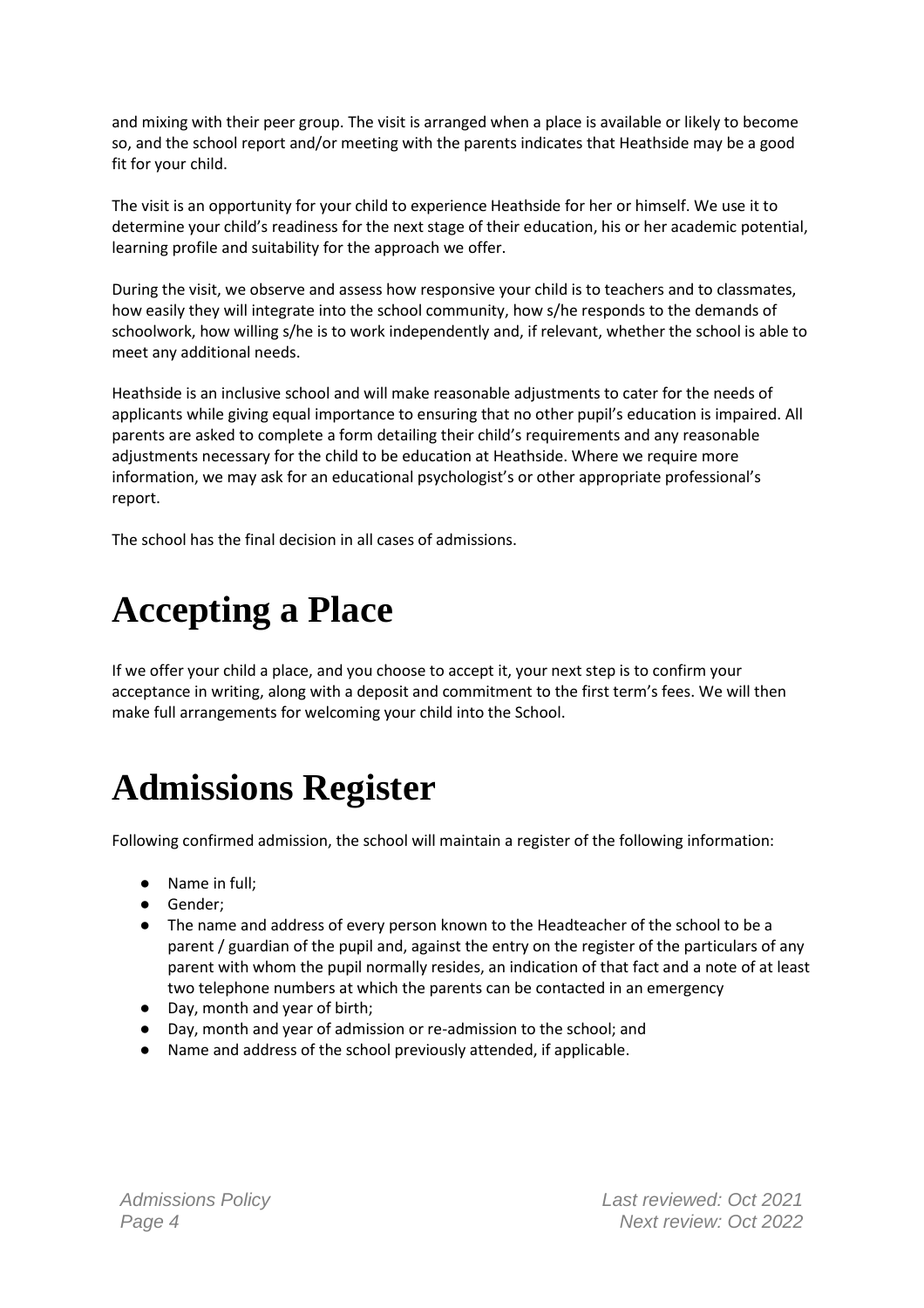and mixing with their peer group. The visit is arranged when a place is available or likely to become so, and the school report and/or meeting with the parents indicates that Heathside may be a good fit for your child.

The visit is an opportunity for your child to experience Heathside for her or himself. We use it to determine your child's readiness for the next stage of their education, his or her academic potential, learning profile and suitability for the approach we offer.

During the visit, we observe and assess how responsive your child is to teachers and to classmates, how easily they will integrate into the school community, how s/he responds to the demands of schoolwork, how willing s/he is to work independently and, if relevant, whether the school is able to meet any additional needs.

Heathside is an inclusive school and will make reasonable adjustments to cater for the needs of applicants while giving equal importance to ensuring that no other pupil's education is impaired. All parents are asked to complete a form detailing their child's requirements and any reasonable adjustments necessary for the child to be education at Heathside. Where we require more information, we may ask for an educational psychologist's or other appropriate professional's report.

The school has the final decision in all cases of admissions.

# Accepting a Place

If we offer your child a place, and you choose to accept it, your next step is to confirm your acceptance in writing, along with a deposit and commitment to the first term's fees. We will then make full arrangements for welcoming your child into the School.

# Admissions Register

Following confirmed admission, the school will maintain a register of the following information:

- Name in full;
- Gender;
- The name and address of every person known to the Headteacher of the school to be a parent / guardian of the pupil and, against the entry on the register of the particulars of any parent with whom the pupil normally resides, an indication of that fact and a note of at least two telephone numbers at which the parents can be contacted in an emergency
- Day, month and year of birth;
- Day, month and year of admission or re-admission to the school; and
- Name and address of the school previously attended, if applicable.